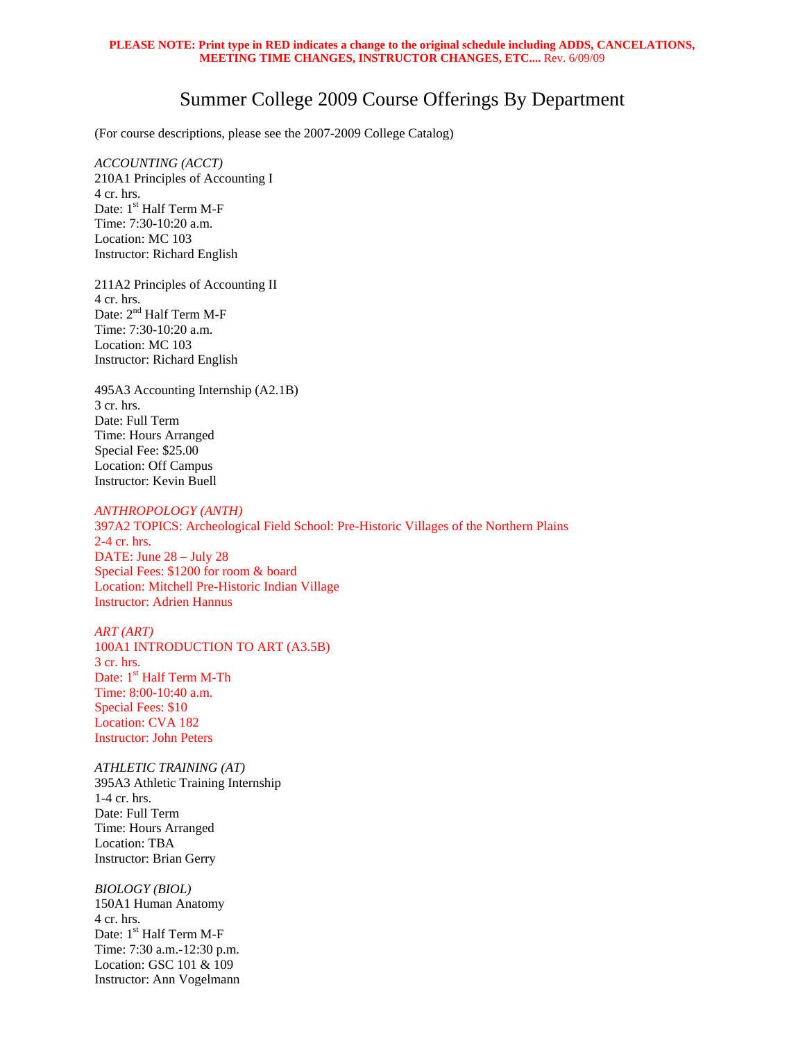**PLEASE NOTE: Print type in RED indicates a change to the original schedule including ADDS, CANCELATIONS, MEETING TIME CHANGES, INSTRUCTOR CHANGES, ETC....** Rev. 6/09/09

# Summer College 2009 Course Offerings By Department

(For course descriptions, please see the 2007-2009 College Catalog)

*ACCOUNTING (ACCT)*

210A1 Principles of Accounting I
4 cr. hrs.
Date: 1st Half Term M-F
Time: 7:30-10:20 a.m.
Location: MC 103
Instructor: Richard English

211A2 Principles of Accounting II
4 cr. hrs.
Date: 2nd Half Term M-F
Time: 7:30-10:20 a.m.
Location: MC 103
Instructor: Richard English

495A3 Accounting Internship (A2.1B)
3 cr. hrs.
Date: Full Term
Time: Hours Arranged
Special Fee: $25.00
Location: Off Campus
Instructor: Kevin Buell

*ANTHROPOLOGY (ANTH)*

397A2 TOPICS: Archeological Field School: Pre-Historic Villages of the Northern Plains
2-4 cr. hrs.
DATE: June 28 – July 28
Special Fees: $1200 for room & board
Location: Mitchell Pre-Historic Indian Village
Instructor: Adrien Hannus

*ART (ART)*

100A1 INTRODUCTION TO ART (A3.5B)
3 cr. hrs.
Date: 1st Half Term M-Th
Time: 8:00-10:40 a.m.
Special Fees: $10
Location: CVA 182
Instructor: John Peters

*ATHLETIC TRAINING (AT)*

395A3 Athletic Training Internship
1-4 cr. hrs.
Date: Full Term
Time: Hours Arranged
Location: TBA
Instructor: Brian Gerry

*BIOLOGY (BIOL)*

150A1 Human Anatomy
4 cr. hrs.
Date: 1st Half Term M-F
Time: 7:30 a.m.-12:30 p.m.
Location: GSC 101 & 109
Instructor: Ann Vogelmann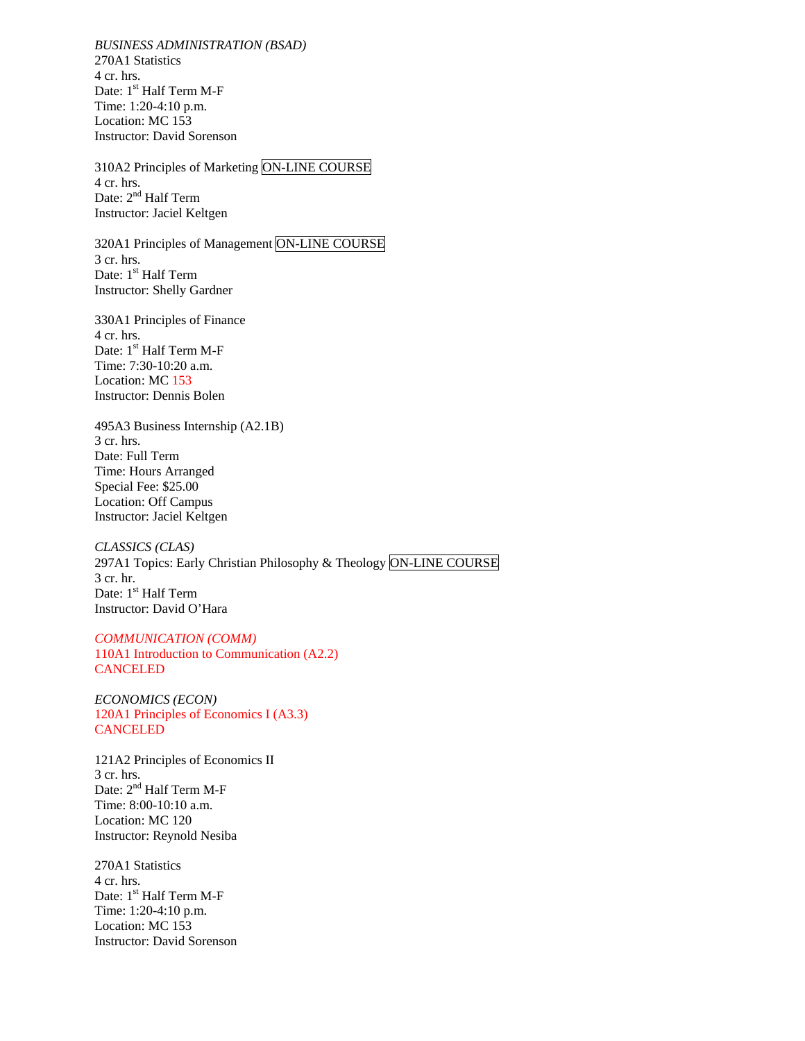*BUSINESS ADMINISTRATION (BSAD)*
270A1 Statistics
4 cr. hrs.
Date: 1st Half Term M-F
Time: 1:20-4:10 p.m.
Location: MC 153
Instructor: David Sorenson

310A2 Principles of Marketing ON-LINE COURSE
4 cr. hrs.
Date: 2nd Half Term
Instructor: Jaciel Keltgen

320A1 Principles of Management ON-LINE COURSE
3 cr. hrs.
Date: 1st Half Term
Instructor: Shelly Gardner

330A1 Principles of Finance
4 cr. hrs.
Date: 1st Half Term M-F
Time: 7:30-10:20 a.m.
Location: MC 153
Instructor: Dennis Bolen

495A3 Business Internship (A2.1B)
3 cr. hrs.
Date: Full Term
Time: Hours Arranged
Special Fee: $25.00
Location: Off Campus
Instructor: Jaciel Keltgen

*CLASSICS (CLAS)*
297A1 Topics: Early Christian Philosophy & Theology ON-LINE COURSE
3 cr. hr.
Date: 1st Half Term
Instructor: David O'Hara

*COMMUNICATION (COMM)*
110A1 Introduction to Communication (A2.2)
CANCELED

*ECONOMICS (ECON)*
120A1 Principles of Economics I (A3.3)
CANCELED

121A2 Principles of Economics II
3 cr. hrs.
Date: 2nd Half Term M-F
Time: 8:00-10:10 a.m.
Location: MC 120
Instructor: Reynold Nesiba

270A1 Statistics
4 cr. hrs.
Date: 1st Half Term M-F
Time: 1:20-4:10 p.m.
Location: MC 153
Instructor: David Sorenson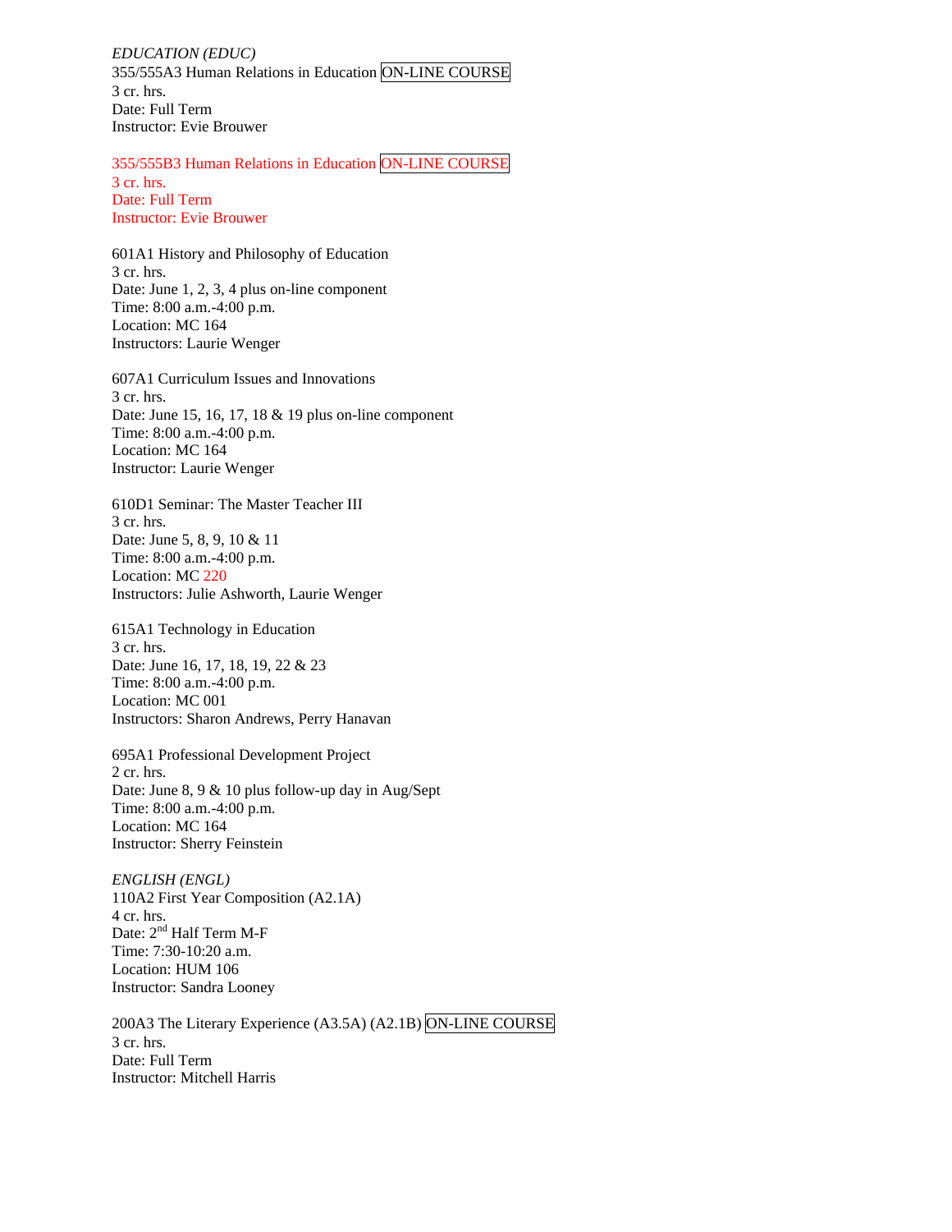*EDUCATION (EDUC)*
355/555A3 Human Relations in Education ON-LINE COURSE
3 cr. hrs.
Date: Full Term
Instructor: Evie Brouwer

355/555B3 Human Relations in Education ON-LINE COURSE
3 cr. hrs.
Date: Full Term
Instructor: Evie Brouwer

601A1 History and Philosophy of Education
3 cr. hrs.
Date: June 1, 2, 3, 4 plus on-line component
Time: 8:00 a.m.-4:00 p.m.
Location: MC 164
Instructors: Laurie Wenger

607A1 Curriculum Issues and Innovations
3 cr. hrs.
Date: June 15, 16, 17, 18 & 19 plus on-line component
Time: 8:00 a.m.-4:00 p.m.
Location: MC 164
Instructor: Laurie Wenger

610D1 Seminar: The Master Teacher III
3 cr. hrs.
Date: June 5, 8, 9, 10 & 11
Time: 8:00 a.m.-4:00 p.m.
Location: MC 220
Instructors: Julie Ashworth, Laurie Wenger

615A1 Technology in Education
3 cr. hrs.
Date: June 16, 17, 18, 19, 22 & 23
Time: 8:00 a.m.-4:00 p.m.
Location: MC 001
Instructors: Sharon Andrews, Perry Hanavan

695A1 Professional Development Project
2 cr. hrs.
Date: June 8, 9 & 10 plus follow-up day in Aug/Sept
Time: 8:00 a.m.-4:00 p.m.
Location: MC 164
Instructor: Sherry Feinstein

*ENGLISH (ENGL)*
110A2 First Year Composition (A2.1A)
4 cr. hrs.
Date: 2nd Half Term M-F
Time: 7:30-10:20 a.m.
Location: HUM 106
Instructor: Sandra Looney

200A3 The Literary Experience (A3.5A) (A2.1B) ON-LINE COURSE
3 cr. hrs.
Date: Full Term
Instructor: Mitchell Harris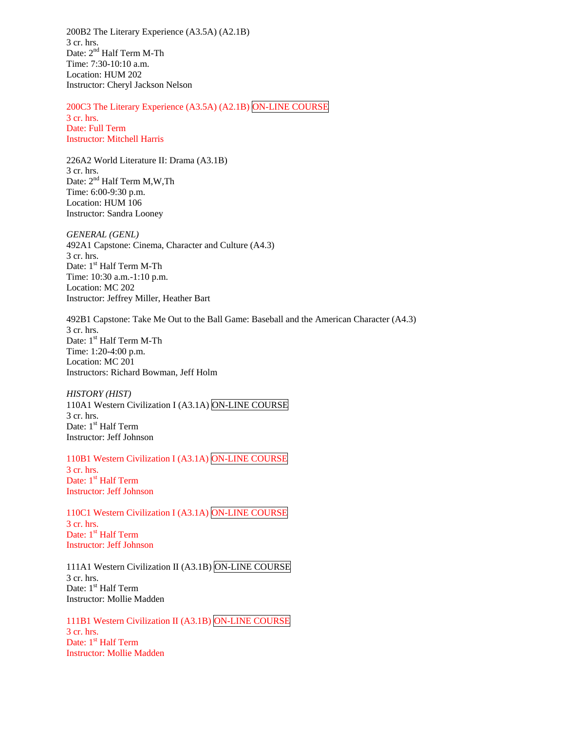200B2 The Literary Experience (A3.5A) (A2.1B)
3 cr. hrs.
Date: 2nd Half Term M-Th
Time: 7:30-10:10 a.m.
Location: HUM 202
Instructor: Cheryl Jackson Nelson

200C3 The Literary Experience (A3.5A) (A2.1B) ON-LINE COURSE
3 cr. hrs.
Date: Full Term
Instructor: Mitchell Harris

226A2 World Literature II: Drama (A3.1B)
3 cr. hrs.
Date: 2nd Half Term M,W,Th
Time: 6:00-9:30 p.m.
Location: HUM 106
Instructor: Sandra Looney

*GENERAL (GENL)*
492A1 Capstone: Cinema, Character and Culture (A4.3)
3 cr. hrs.
Date: 1st Half Term M-Th
Time: 10:30 a.m.-1:10 p.m.
Location: MC 202
Instructor: Jeffrey Miller, Heather Bart

492B1 Capstone: Take Me Out to the Ball Game: Baseball and the American Character (A4.3)
3 cr. hrs.
Date: 1st Half Term M-Th
Time: 1:20-4:00 p.m.
Location: MC 201
Instructors: Richard Bowman, Jeff Holm

*HISTORY (HIST)*
110A1 Western Civilization I (A3.1A) ON-LINE COURSE
3 cr. hrs.
Date: 1st Half Term
Instructor: Jeff Johnson

110B1 Western Civilization I (A3.1A) ON-LINE COURSE
3 cr. hrs.
Date: 1st Half Term
Instructor: Jeff Johnson

110C1 Western Civilization I (A3.1A) ON-LINE COURSE
3 cr. hrs.
Date: 1st Half Term
Instructor: Jeff Johnson

111A1 Western Civilization II (A3.1B) ON-LINE COURSE
3 cr. hrs.
Date: 1st Half Term
Instructor: Mollie Madden

111B1 Western Civilization II (A3.1B) ON-LINE COURSE
3 cr. hrs.
Date: 1st Half Term
Instructor: Mollie Madden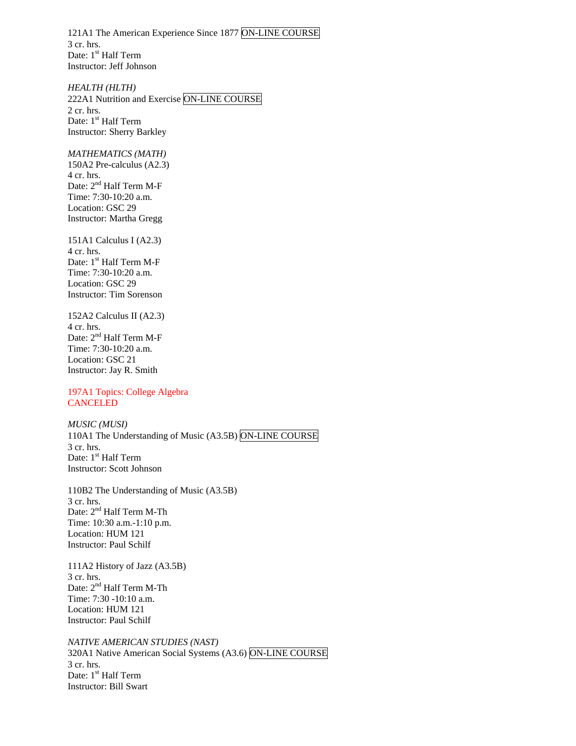121A1 The American Experience Since 1877 ON-LINE COURSE
3 cr. hrs.
Date: 1st Half Term
Instructor: Jeff Johnson

*HEALTH (HLTH)*
222A1 Nutrition and Exercise ON-LINE COURSE
2 cr. hrs.
Date: 1st Half Term
Instructor: Sherry Barkley

*MATHEMATICS (MATH)*
150A2 Pre-calculus (A2.3)
4 cr. hrs.
Date: 2nd Half Term M-F
Time: 7:30-10:20 a.m.
Location: GSC 29
Instructor: Martha Gregg

151A1 Calculus I (A2.3)
4 cr. hrs.
Date: 1st Half Term M-F
Time: 7:30-10:20 a.m.
Location: GSC 29
Instructor: Tim Sorenson

152A2 Calculus II (A2.3)
4 cr. hrs.
Date: 2nd Half Term M-F
Time: 7:30-10:20 a.m.
Location: GSC 21
Instructor: Jay R. Smith

197A1 Topics: College Algebra
CANCELED

*MUSIC (MUSI)*
110A1 The Understanding of Music (A3.5B) ON-LINE COURSE
3 cr. hrs.
Date: 1st Half Term
Instructor: Scott Johnson

110B2 The Understanding of Music (A3.5B)
3 cr. hrs.
Date: 2nd Half Term M-Th
Time: 10:30 a.m.-1:10 p.m.
Location: HUM 121
Instructor: Paul Schilf

111A2 History of Jazz (A3.5B)
3 cr. hrs.
Date: 2nd Half Term M-Th
Time: 7:30 -10:10 a.m.
Location: HUM 121
Instructor: Paul Schilf

*NATIVE AMERICAN STUDIES (NAST)*
320A1 Native American Social Systems (A3.6) ON-LINE COURSE
3 cr. hrs.
Date: 1st Half Term
Instructor: Bill Swart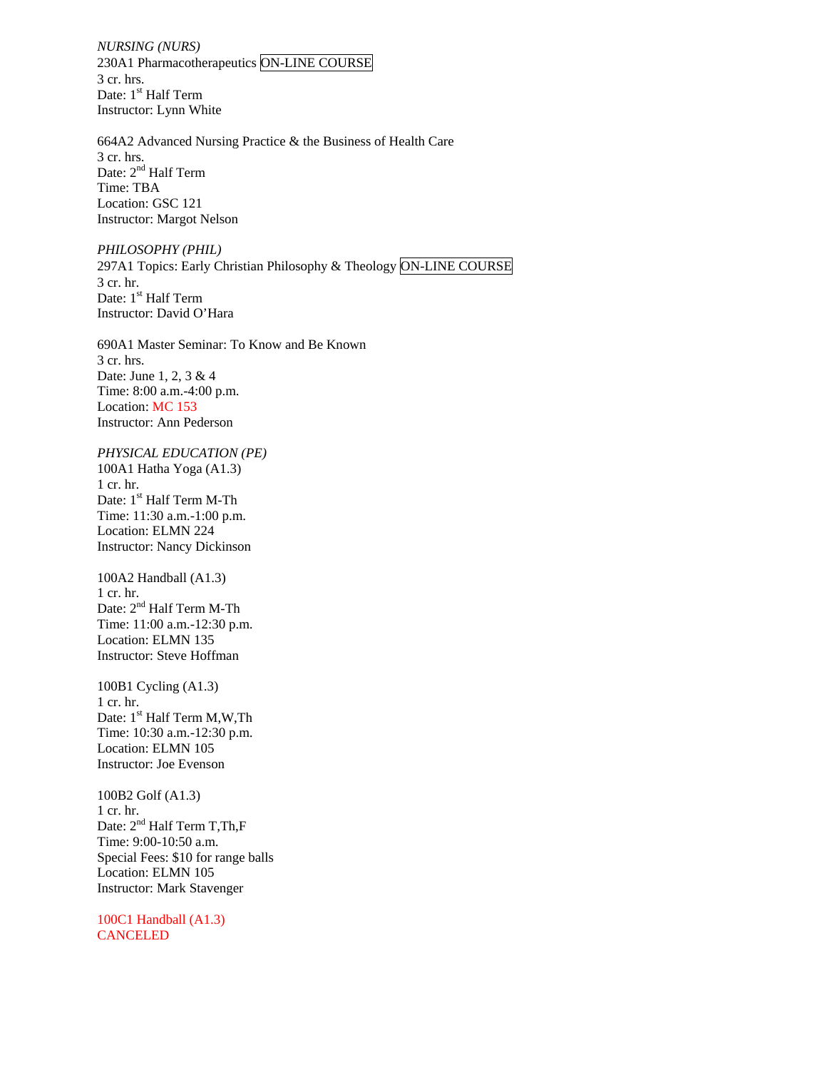*NURSING (NURS)*

230A1 Pharmacotherapeutics ON-LINE COURSE
3 cr. hrs.
Date: 1st Half Term
Instructor: Lynn White

664A2 Advanced Nursing Practice & the Business of Health Care
3 cr. hrs.
Date: 2nd Half Term
Time: TBA
Location: GSC 121
Instructor: Margot Nelson

*PHILOSOPHY (PHIL)*

297A1 Topics: Early Christian Philosophy & Theology ON-LINE COURSE
3 cr. hr.
Date: 1st Half Term
Instructor: David O'Hara

690A1 Master Seminar: To Know and Be Known
3 cr. hrs.
Date: June 1, 2, 3 & 4
Time: 8:00 a.m.-4:00 p.m.
Location: MC 153
Instructor: Ann Pederson

*PHYSICAL EDUCATION (PE)*

100A1 Hatha Yoga (A1.3)
1 cr. hr.
Date: 1st Half Term M-Th
Time: 11:30 a.m.-1:00 p.m.
Location: ELMN 224
Instructor: Nancy Dickinson

100A2 Handball (A1.3)
1 cr. hr.
Date: 2nd Half Term M-Th
Time: 11:00 a.m.-12:30 p.m.
Location: ELMN 135
Instructor: Steve Hoffman

100B1 Cycling (A1.3)
1 cr. hr.
Date: 1st Half Term M,W,Th
Time: 10:30 a.m.-12:30 p.m.
Location: ELMN 105
Instructor: Joe Evenson

100B2 Golf (A1.3)
1 cr. hr.
Date: 2nd Half Term T,Th,F
Time: 9:00-10:50 a.m.
Special Fees: $10 for range balls
Location: ELMN 105
Instructor: Mark Stavenger

100C1 Handball (A1.3)
CANCELED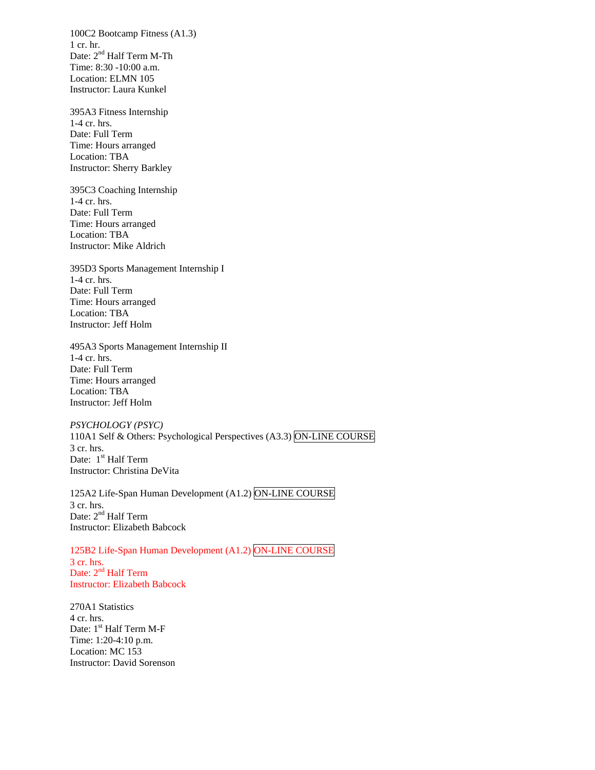100C2 Bootcamp Fitness (A1.3)
1 cr. hr.
Date: 2nd Half Term M-Th
Time: 8:30 -10:00 a.m.
Location: ELMN 105
Instructor: Laura Kunkel

395A3 Fitness Internship
1-4 cr. hrs.
Date: Full Term
Time: Hours arranged
Location: TBA
Instructor: Sherry Barkley

395C3 Coaching Internship
1-4 cr. hrs.
Date: Full Term
Time: Hours arranged
Location: TBA
Instructor: Mike Aldrich

395D3 Sports Management Internship I
1-4 cr. hrs.
Date: Full Term
Time: Hours arranged
Location: TBA
Instructor: Jeff Holm

495A3 Sports Management Internship II
1-4 cr. hrs.
Date: Full Term
Time: Hours arranged
Location: TBA
Instructor: Jeff Holm

*PSYCHOLOGY (PSYC)*
110A1 Self & Others: Psychological Perspectives (A3.3) ON-LINE COURSE
3 cr. hrs.
Date: 1st Half Term
Instructor: Christina DeVita

125A2 Life-Span Human Development (A1.2) ON-LINE COURSE
3 cr. hrs.
Date: 2nd Half Term
Instructor: Elizabeth Babcock

125B2 Life-Span Human Development (A1.2) ON-LINE COURSE
3 cr. hrs.
Date: 2nd Half Term
Instructor: Elizabeth Babcock

270A1 Statistics
4 cr. hrs.
Date: 1st Half Term M-F
Time: 1:20-4:10 p.m.
Location: MC 153
Instructor: David Sorenson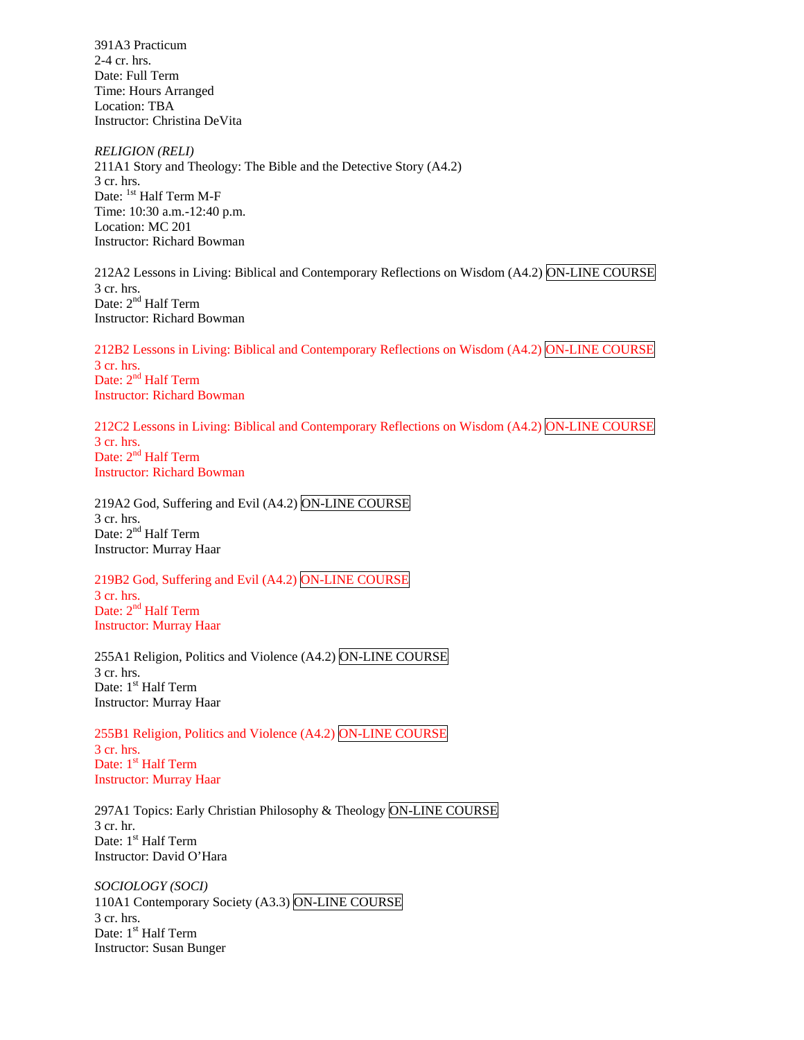391A3 Practicum
2-4 cr. hrs.
Date: Full Term
Time: Hours Arranged
Location: TBA
Instructor: Christina DeVita

*RELIGION (RELI)*
211A1 Story and Theology: The Bible and the Detective Story (A4.2)
3 cr. hrs.
Date: 1st Half Term M-F
Time: 10:30 a.m.-12:40 p.m.
Location: MC 201
Instructor: Richard Bowman

212A2 Lessons in Living: Biblical and Contemporary Reflections on Wisdom (A4.2) ON-LINE COURSE
3 cr. hrs.
Date: 2nd Half Term
Instructor: Richard Bowman

212B2 Lessons in Living: Biblical and Contemporary Reflections on Wisdom (A4.2) ON-LINE COURSE
3 cr. hrs.
Date: 2nd Half Term
Instructor: Richard Bowman

212C2 Lessons in Living: Biblical and Contemporary Reflections on Wisdom (A4.2) ON-LINE COURSE
3 cr. hrs.
Date: 2nd Half Term
Instructor: Richard Bowman

219A2 God, Suffering and Evil (A4.2) ON-LINE COURSE
3 cr. hrs.
Date: 2nd Half Term
Instructor: Murray Haar

219B2 God, Suffering and Evil (A4.2) ON-LINE COURSE
3 cr. hrs.
Date: 2nd Half Term
Instructor: Murray Haar

255A1 Religion, Politics and Violence (A4.2) ON-LINE COURSE
3 cr. hrs.
Date: 1st Half Term
Instructor: Murray Haar

255B1 Religion, Politics and Violence (A4.2) ON-LINE COURSE
3 cr. hrs.
Date: 1st Half Term
Instructor: Murray Haar

297A1 Topics: Early Christian Philosophy & Theology ON-LINE COURSE
3 cr. hr.
Date: 1st Half Term
Instructor: David O'Hara

*SOCIOLOGY (SOCI)*
110A1 Contemporary Society (A3.3) ON-LINE COURSE
3 cr. hrs.
Date: 1st Half Term
Instructor: Susan Bunger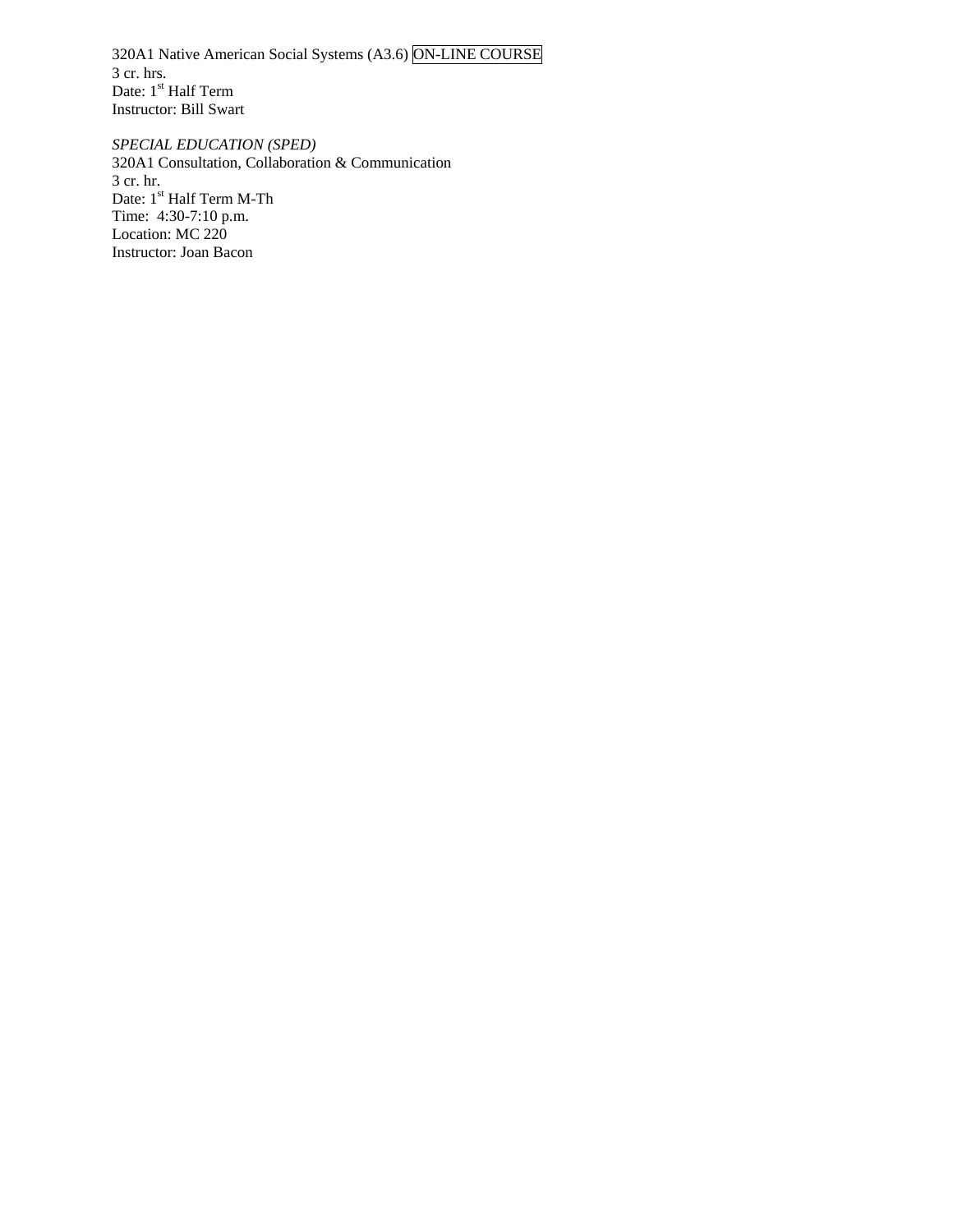320A1 Native American Social Systems (A3.6) ON-LINE COURSE
3 cr. hrs.
Date: 1st Half Term
Instructor: Bill Swart

*SPECIAL EDUCATION (SPED)*
320A1 Consultation, Collaboration & Communication
3 cr. hr.
Date: 1st Half Term M-Th
Time: 4:30-7:10 p.m.
Location: MC 220
Instructor: Joan Bacon